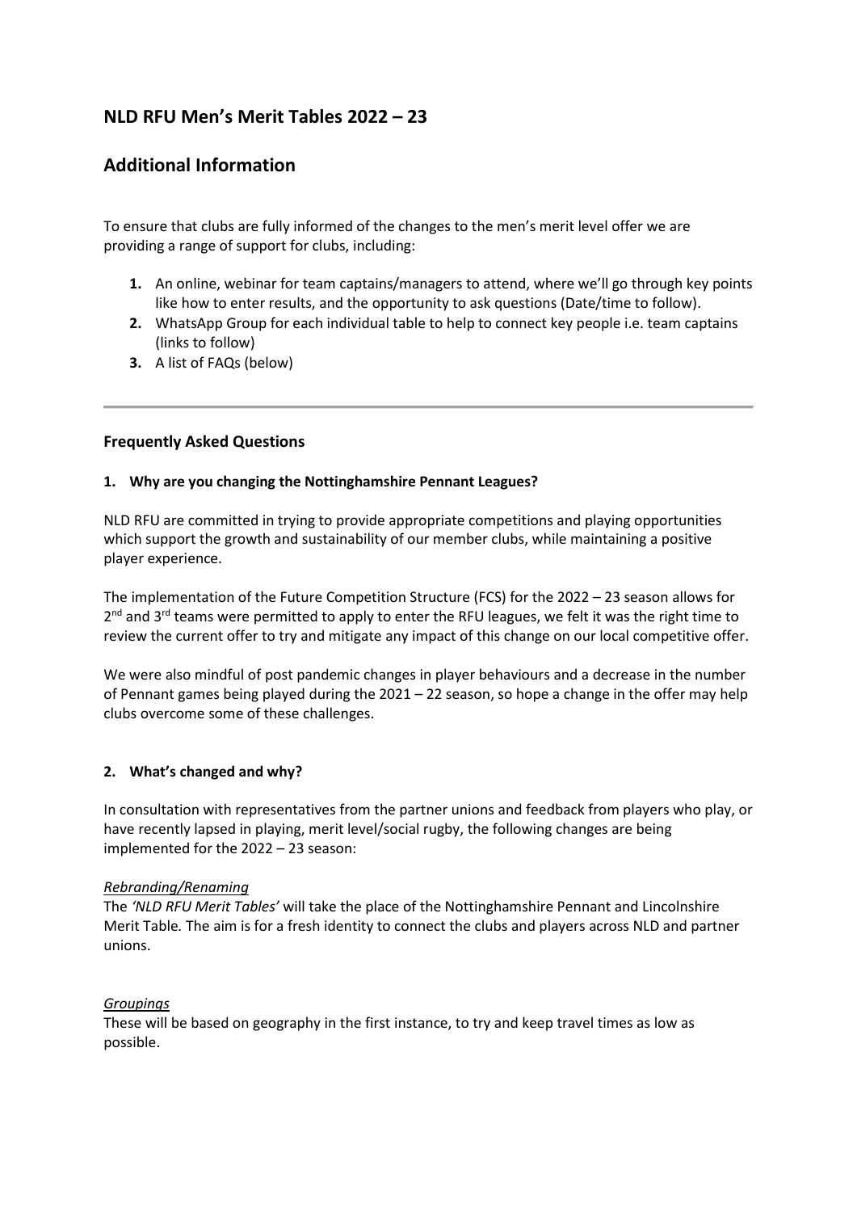## NLD RFU Men's Merit Tables 2022 – 23

## Additional Information

To ensure that clubs are fully informed of the changes to the men's merit level offer we are providing a range of support for clubs, including:

1. An online, webinar for team captains/managers to attend, where we'll go through key points like how to enter results, and the opportunity to ask questions (Date/time to follow).
2. WhatsApp Group for each individual table to help to connect key people i.e. team captains (links to follow)
3. A list of FAQs (below)

---

### Frequently Asked Questions

#### 1. Why are you changing the Nottinghamshire Pennant Leagues?

NLD RFU are committed in trying to provide appropriate competitions and playing opportunities which support the growth and sustainability of our member clubs, while maintaining a positive player experience.

The implementation of the Future Competition Structure (FCS) for the 2022 – 23 season allows for 2nd and 3rd teams were permitted to apply to enter the RFU leagues, we felt it was the right time to review the current offer to try and mitigate any impact of this change on our local competitive offer.

We were also mindful of post pandemic changes in player behaviours and a decrease in the number of Pennant games being played during the 2021 – 22 season, so hope a change in the offer may help clubs overcome some of these challenges.

#### 2. What's changed and why?

In consultation with representatives from the partner unions and feedback from players who play, or have recently lapsed in playing, merit level/social rugby, the following changes are being implemented for the 2022 – 23 season:

*Rebranding/Renaming*

The *'NLD RFU Merit Tables'* will take the place of the Nottinghamshire Pennant and Lincolnshire Merit Table. The aim is for a fresh identity to connect the clubs and players across NLD and partner unions.

*Groupings*

These will be based on geography in the first instance, to try and keep travel times as low as possible.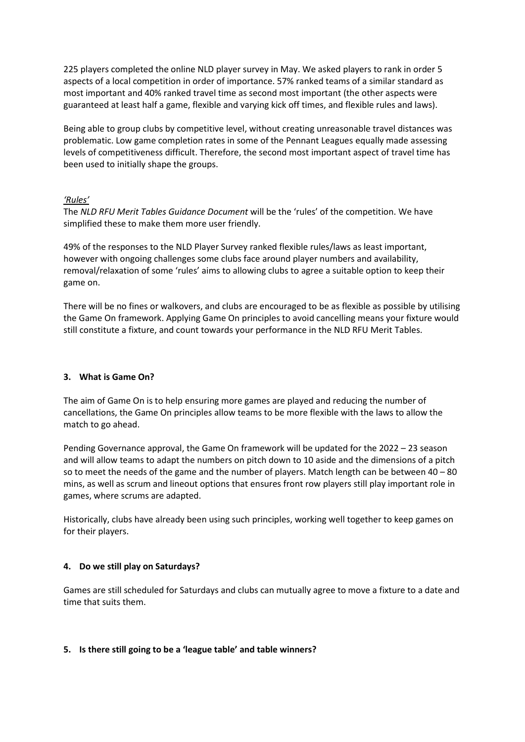225 players completed the online NLD player survey in May. We asked players to rank in order 5 aspects of a local competition in order of importance. 57% ranked teams of a similar standard as most important and 40% ranked travel time as second most important (the other aspects were guaranteed at least half a game, flexible and varying kick off times, and flexible rules and laws).

Being able to group clubs by competitive level, without creating unreasonable travel distances was problematic. Low game completion rates in some of the Pennant Leagues equally made assessing levels of competitiveness difficult. Therefore, the second most important aspect of travel time has been used to initially shape the groups.

*'Rules'*

The *NLD RFU Merit Tables Guidance Document* will be the 'rules' of the competition. We have simplified these to make them more user friendly.

49% of the responses to the NLD Player Survey ranked flexible rules/laws as least important, however with ongoing challenges some clubs face around player numbers and availability, removal/relaxation of some 'rules' aims to allowing clubs to agree a suitable option to keep their game on.

There will be no fines or walkovers, and clubs are encouraged to be as flexible as possible by utilising the Game On framework. Applying Game On principles to avoid cancelling means your fixture would still constitute a fixture, and count towards your performance in the NLD RFU Merit Tables.

### 3. What is Game On?

The aim of Game On is to help ensuring more games are played and reducing the number of cancellations, the Game On principles allow teams to be more flexible with the laws to allow the match to go ahead.

Pending Governance approval, the Game On framework will be updated for the 2022 – 23 season and will allow teams to adapt the numbers on pitch down to 10 aside and the dimensions of a pitch so to meet the needs of the game and the number of players. Match length can be between 40 – 80 mins, as well as scrum and lineout options that ensures front row players still play important role in games, where scrums are adapted.

Historically, clubs have already been using such principles, working well together to keep games on for their players.

### 4. Do we still play on Saturdays?

Games are still scheduled for Saturdays and clubs can mutually agree to move a fixture to a date and time that suits them.

### 5. Is there still going to be a 'league table' and table winners?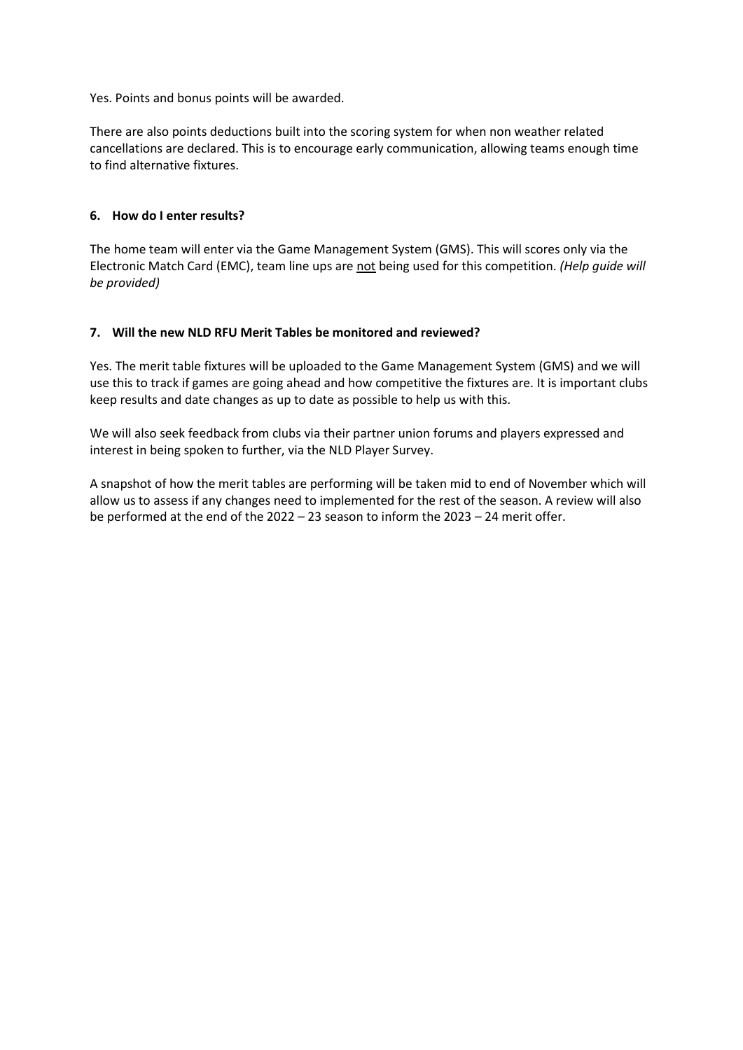Yes. Points and bonus points will be awarded.

There are also points deductions built into the scoring system for when non weather related cancellations are declared. This is to encourage early communication, allowing teams enough time to find alternative fixtures.

### 6. How do I enter results?

The home team will enter via the Game Management System (GMS). This will scores only via the Electronic Match Card (EMC), team line ups are <u>not</u> being used for this competition. *(Help guide will be provided)*

### 7. Will the new NLD RFU Merit Tables be monitored and reviewed?

Yes. The merit table fixtures will be uploaded to the Game Management System (GMS) and we will use this to track if games are going ahead and how competitive the fixtures are. It is important clubs keep results and date changes as up to date as possible to help us with this.

We will also seek feedback from clubs via their partner union forums and players expressed and interest in being spoken to further, via the NLD Player Survey.

A snapshot of how the merit tables are performing will be taken mid to end of November which will allow us to assess if any changes need to implemented for the rest of the season. A review will also be performed at the end of the 2022 – 23 season to inform the 2023 – 24 merit offer.